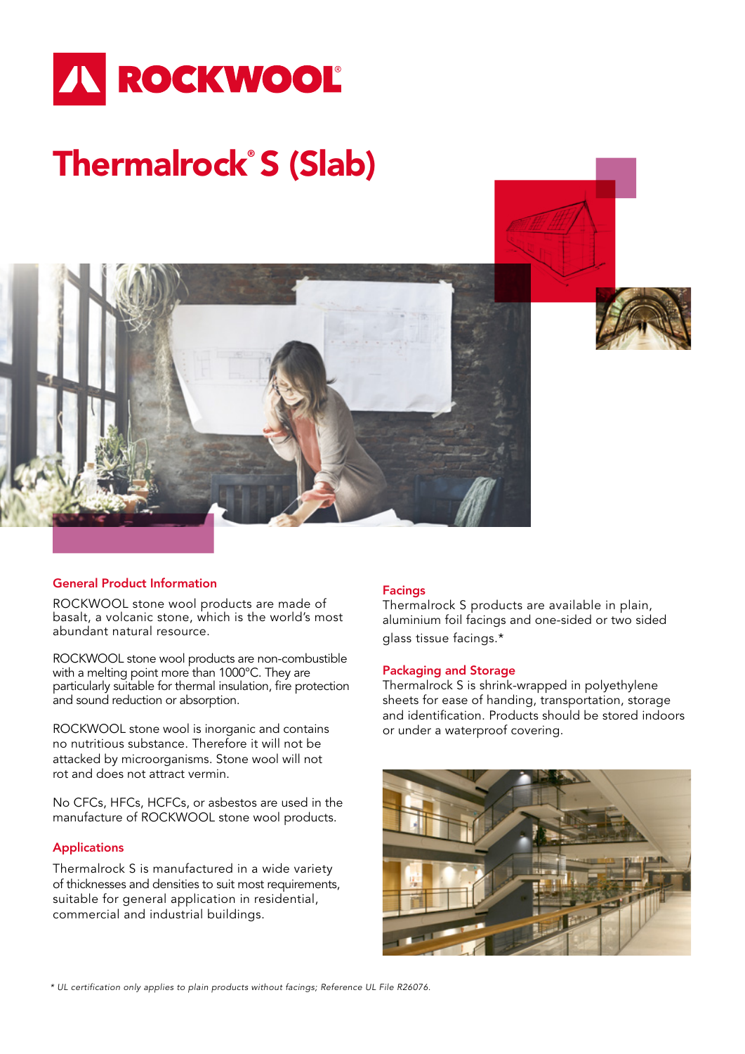ROCKWOOL

# Thermalrock® S (Slab)

## General Product Information

ROCKWOOL stone wool products are made of basalt, a volcanic stone, which is the world's most abundant natural resource.

ROCKWOOL stone wool products are non-combustible with a melting point more than 1000°C. They are particularly suitable for thermal insulation, fire protection and sound reduction or absorption.

ROCKWOOL stone wool is inorganic and contains no nutritious substance. Therefore it will not be attacked by microorganisms. Stone wool will not rot and does not attract vermin.

No CFCs, HFCs, HCFCs, or asbestos are used in the manufacture of ROCKWOOL stone wool products.

## Applications

Thermalrock S is manufactured in a wide variety of thicknesses and densities to suit most requirements, suitable for general application in residential, commercial and industrial buildings.

## Facings

Thermalrock S products are available in plain, aluminium foil facings and one-sided or two sided glass tissue facings.*

## Packaging and Storage

Thermalrock S is shrink-wrapped in polyethylene sheets for ease of handing, transportation, storage and identification. Products should be stored indoors or under a waterproof covering.

*\* UL certification only applies to plain products without facings; Reference UL File R26076.*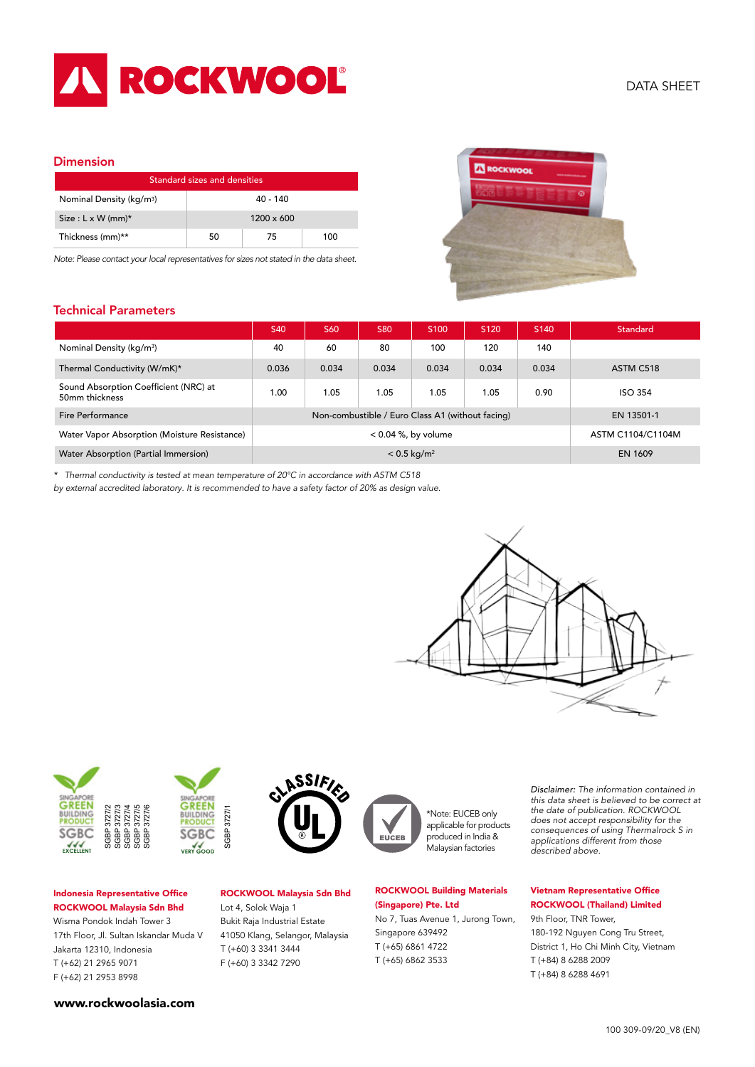ROCKWOOL

DATA SHEET

## Dimension

| Standard sizes and densities | | | |
|---|---|---|---|
| Nominal Density (kg/m³) | 40 - 140 | | |
| Size : L x W (mm)* | 1200 x 600 | | |
| Thickness (mm)** | 50 | 75 | 100 |

*Note: Please contact your local representatives for sizes not stated in the data sheet.*

## Technical Parameters

| | S40 | S60 | S80 | S100 | S120 | S140 | Standard |
|---|---|---|---|---|---|---|---|
| Nominal Density (kg/m³) | 40 | 60 | 80 | 100 | 120 | 140 | |
| Thermal Conductivity (W/mK)* | 0.036 | 0.034 | 0.034 | 0.034 | 0.034 | 0.034 | ASTM C518 |
| Sound Absorption Coefficient (NRC) at 50mm thickness | 1.00 | 1.05 | 1.05 | 1.05 | 1.05 | 0.90 | ISO 354 |
| Fire Performance | Non-combustible / Euro Class A1 (without facing) | | | | | | EN 13501-1 |
| Water Vapor Absorption (Moisture Resistance) | < 0.04 %, by volume | | | | | | ASTM C1104/C1104M |
| Water Absorption (Partial Immersion) | < 0.5 kg/m² | | | | | | EN 1609 |

*\* Thermal conductivity is tested at mean temperature of 20°C in accordance with ASTM C518 by external accredited laboratory. It is recommended to have a safety factor of 20% as design value.*

SINGAPORE GREEN BUILDING PRODUCT SGBC EXCELLENT — SGBP 3727/2, SGBP 3727/3, SGBP 3727/4, SGBP 3727/5, SGBP 3727/6

SINGAPORE GREEN BUILDING PRODUCT SGBC VERY GOOD — SGBP 3727/1

CLASSIFIED UL

EUCEB

*Note: EUCEB only applicable for products produced in India & Malaysian factories

*Disclaimer:* The information contained in this data sheet is believed to be correct at the date of publication. ROCKWOOL does not accept responsibility for the consequences of using Thermalrock S in applications different from those described above.

**Indonesia Representative Office**
**ROCKWOOL Malaysia Sdn Bhd**
Wisma Pondok Indah Tower 3
17th Floor, Jl. Sultan Iskandar Muda V
Jakarta 12310, Indonesia
T (+62) 21 2965 9071
F (+62) 21 2953 8998

**ROCKWOOL Malaysia Sdn Bhd**
Lot 4, Solok Waja 1
Bukit Raja Industrial Estate
41050 Klang, Selangor, Malaysia
T (+60) 3 3341 3444
F (+60) 3 3342 7290

**ROCKWOOL Building Materials (Singapore) Pte. Ltd**
No 7, Tuas Avenue 1, Jurong Town,
Singapore 639492
T (+65) 6861 4722
T (+65) 6862 3533

**Vietnam Representative Office**
**ROCKWOOL (Thailand) Limited**
9th Floor, TNR Tower,
180-192 Nguyen Cong Tru Street,
District 1, Ho Chi Minh City, Vietnam
T (+84) 8 6288 2009
T (+84) 8 6288 4691

**www.rockwoolasia.com**

100 309-09/20_V8 (EN)